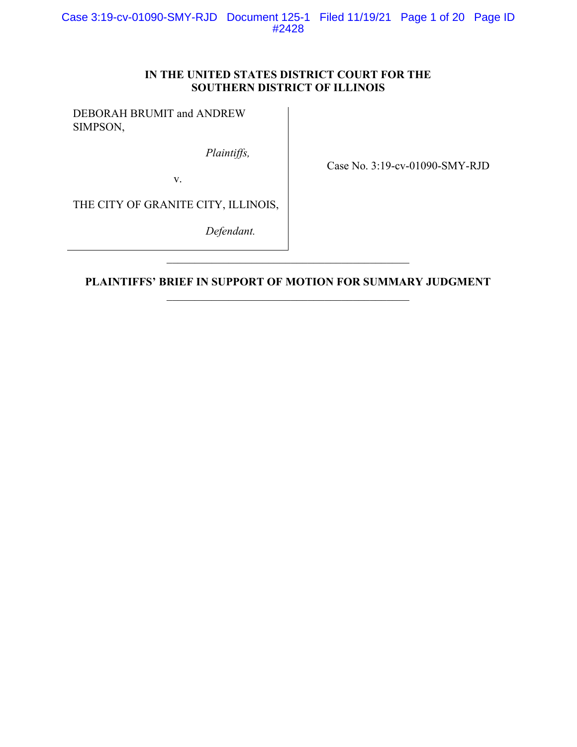**IN THE UNITED STATES DISTRICT COURT FOR THE SOUTHERN DISTRICT OF ILLINOIS**

DEBORAH BRUMIT and ANDREW SIMPSON,

*Plaintiffs,*

v.

THE CITY OF GRANITE CITY, ILLINOIS,

*Defendant.*

Case No. 3:19-cv-01090-SMY-RJD

---

**PLAINTIFFS' BRIEF IN SUPPORT OF MOTION FOR SUMMARY JUDGMENT**

---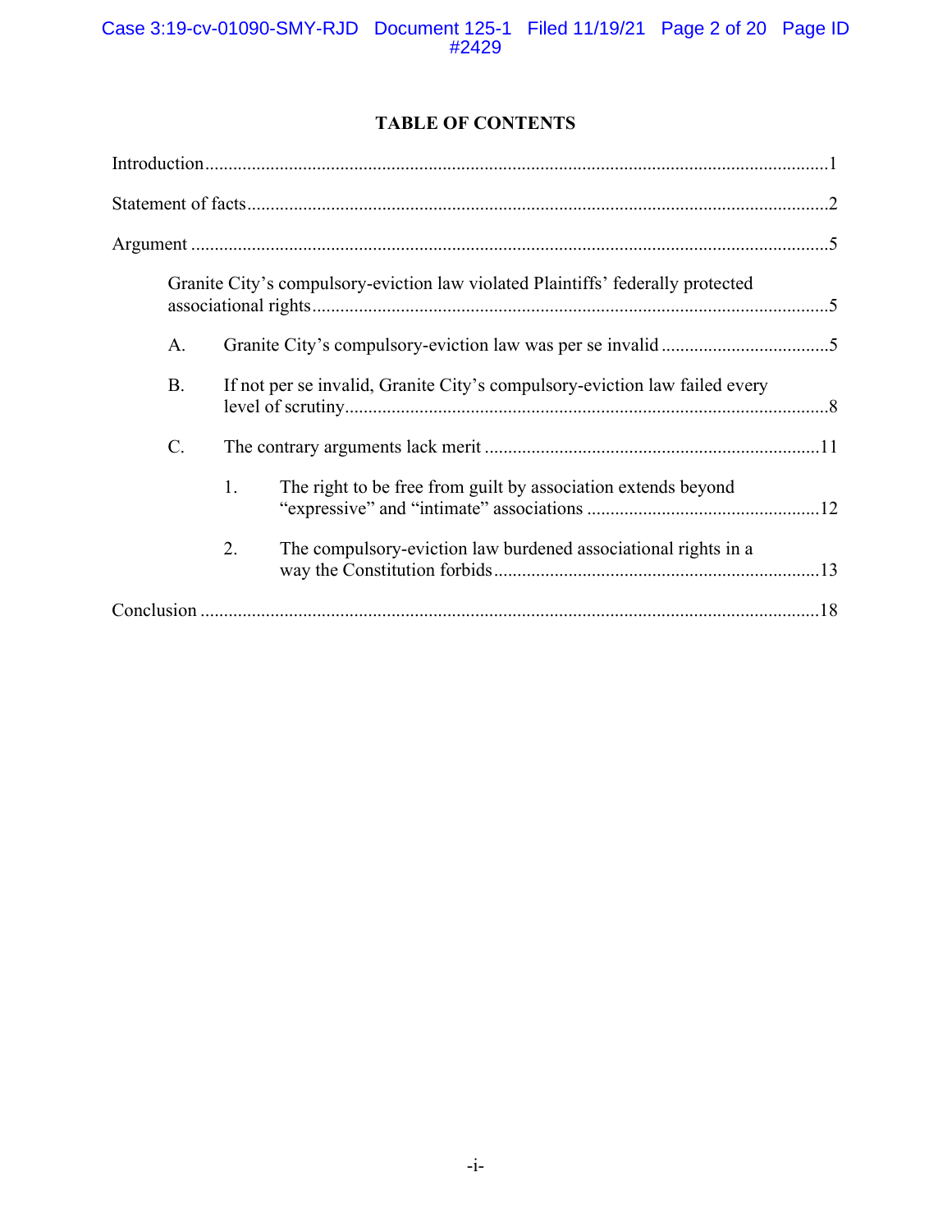## TABLE OF CONTENTS

Introduction....................................................................................................................1

Statement of facts............................................................................................................2

Argument .......................................................................................................................5

Granite City's compulsory-eviction law violated Plaintiffs' federally protected associational rights..............................................................................................5

A. Granite City's compulsory-eviction law was per se invalid ....................................5

B. If not per se invalid, Granite City's compulsory-eviction law failed every level of scrutiny.......................................................................................................8

C. The contrary arguments lack merit .......................................................................11

1. The right to be free from guilt by association extends beyond "expressive" and "intimate" associations ..................................................12

2. The compulsory-eviction law burdened associational rights in a way the Constitution forbids......................................................................13

Conclusion ....................................................................................................................18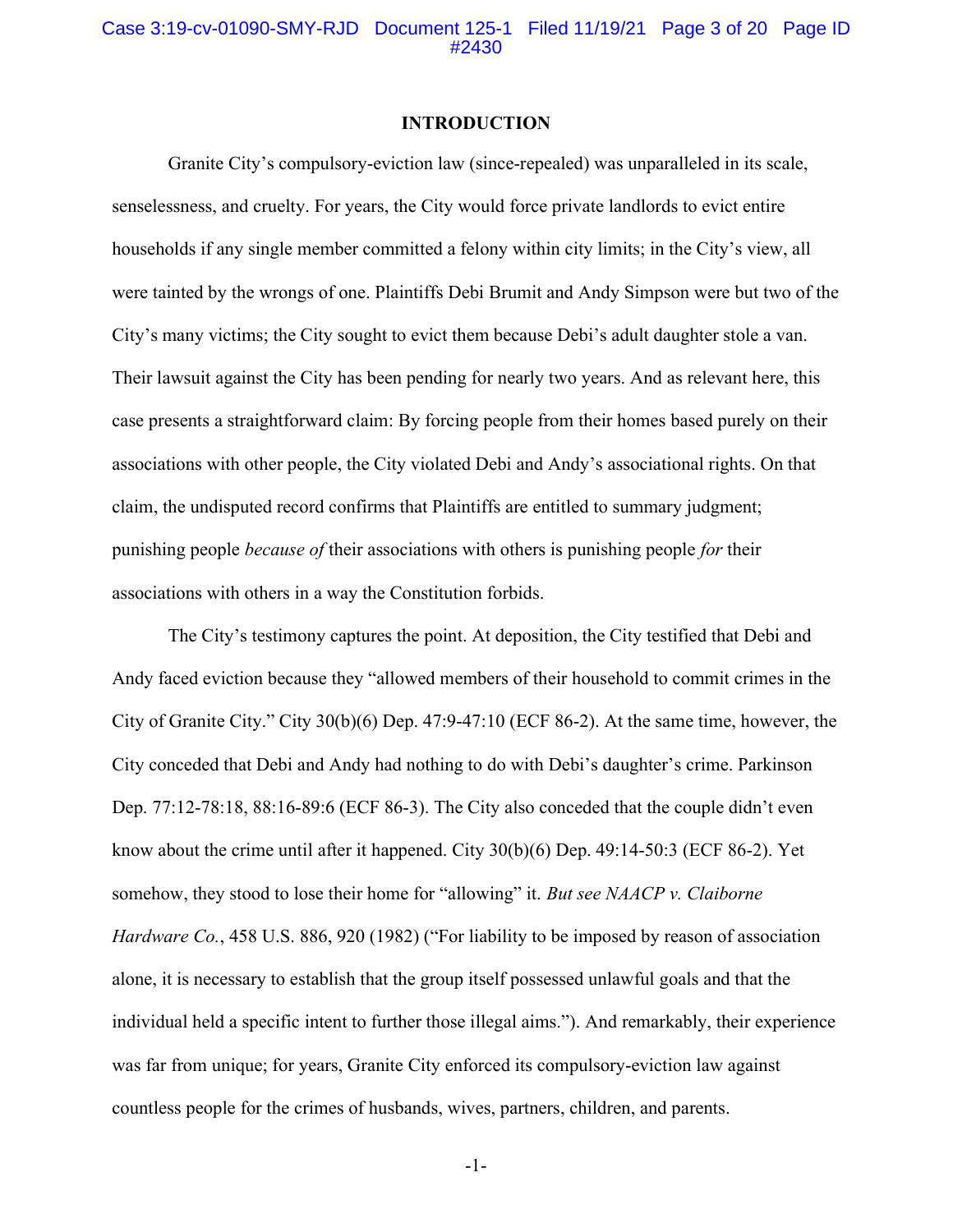## INTRODUCTION

Granite City's compulsory-eviction law (since-repealed) was unparalleled in its scale, senselessness, and cruelty. For years, the City would force private landlords to evict entire households if any single member committed a felony within city limits; in the City's view, all were tainted by the wrongs of one. Plaintiffs Debi Brumit and Andy Simpson were but two of the City's many victims; the City sought to evict them because Debi's adult daughter stole a van. Their lawsuit against the City has been pending for nearly two years. And as relevant here, this case presents a straightforward claim: By forcing people from their homes based purely on their associations with other people, the City violated Debi and Andy's associational rights. On that claim, the undisputed record confirms that Plaintiffs are entitled to summary judgment; punishing people *because of* their associations with others is punishing people *for* their associations with others in a way the Constitution forbids.

The City's testimony captures the point. At deposition, the City testified that Debi and Andy faced eviction because they "allowed members of their household to commit crimes in the City of Granite City." City 30(b)(6) Dep. 47:9-47:10 (ECF 86-2). At the same time, however, the City conceded that Debi and Andy had nothing to do with Debi's daughter's crime. Parkinson Dep. 77:12-78:18, 88:16-89:6 (ECF 86-3). The City also conceded that the couple didn't even know about the crime until after it happened. City 30(b)(6) Dep. 49:14-50:3 (ECF 86-2). Yet somehow, they stood to lose their home for "allowing" it. *But see NAACP v. Claiborne Hardware Co.*, 458 U.S. 886, 920 (1982) ("For liability to be imposed by reason of association alone, it is necessary to establish that the group itself possessed unlawful goals and that the individual held a specific intent to further those illegal aims."). And remarkably, their experience was far from unique; for years, Granite City enforced its compulsory-eviction law against countless people for the crimes of husbands, wives, partners, children, and parents.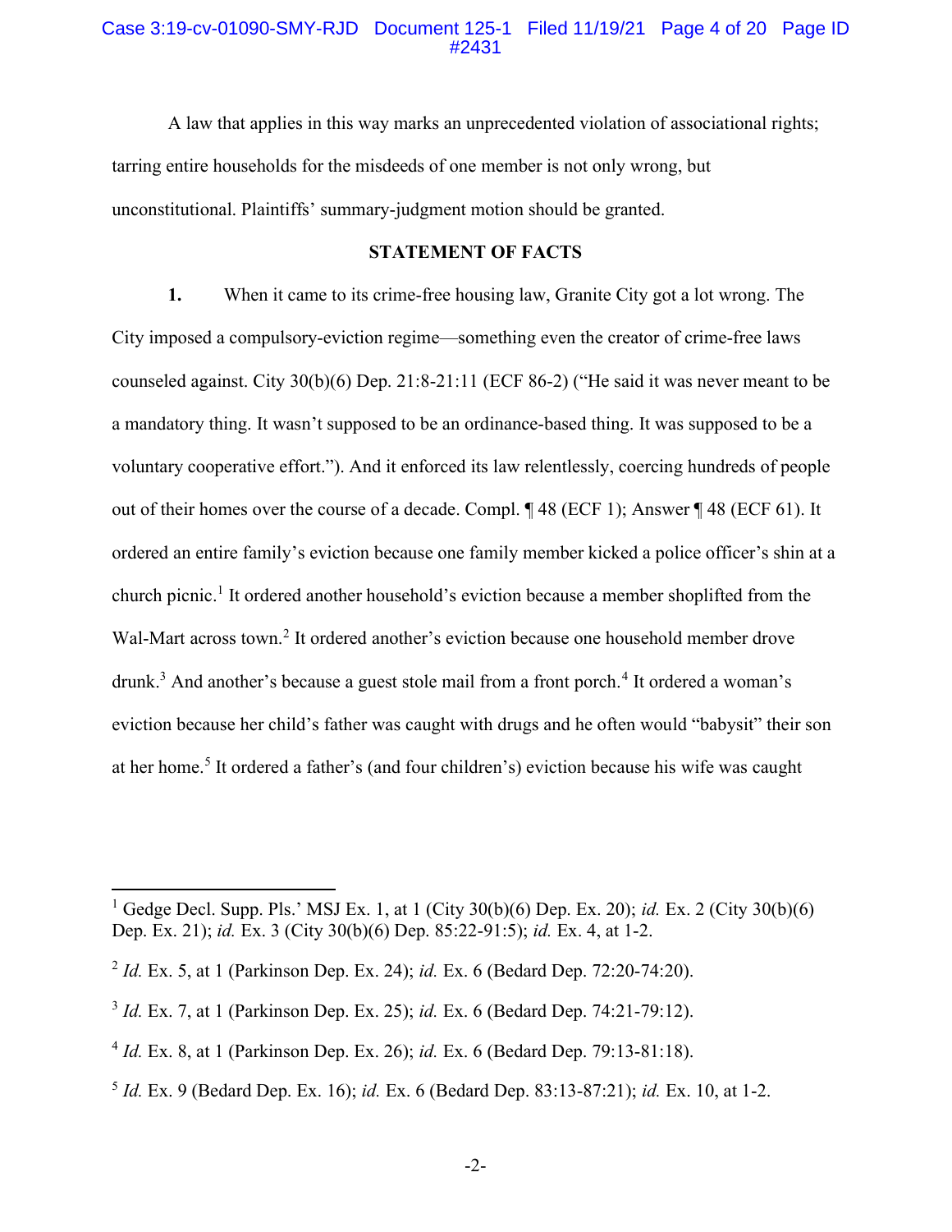A law that applies in this way marks an unprecedented violation of associational rights; tarring entire households for the misdeeds of one member is not only wrong, but unconstitutional. Plaintiffs' summary-judgment motion should be granted.

## STATEMENT OF FACTS

**1.** When it came to its crime-free housing law, Granite City got a lot wrong. The City imposed a compulsory-eviction regime—something even the creator of crime-free laws counseled against. City 30(b)(6) Dep. 21:8-21:11 (ECF 86-2) ("He said it was never meant to be a mandatory thing. It wasn't supposed to be an ordinance-based thing. It was supposed to be a voluntary cooperative effort."). And it enforced its law relentlessly, coercing hundreds of people out of their homes over the course of a decade. Compl. ¶ 48 (ECF 1); Answer ¶ 48 (ECF 61). It ordered an entire family's eviction because one family member kicked a police officer's shin at a church picnic.[1] It ordered another household's eviction because a member shoplifted from the Wal-Mart across town.[2] It ordered another's eviction because one household member drove drunk.[3] And another's because a guest stole mail from a front porch.[4] It ordered a woman's eviction because her child's father was caught with drugs and he often would "babysit" their son at her home.[5] It ordered a father's (and four children's) eviction because his wife was caught

---

[1] Gedge Decl. Supp. Pls.' MSJ Ex. 1, at 1 (City 30(b)(6) Dep. Ex. 20); *id.* Ex. 2 (City 30(b)(6) Dep. Ex. 21); *id.* Ex. 3 (City 30(b)(6) Dep. 85:22-91:5); *id.* Ex. 4, at 1-2.

[2] *Id.* Ex. 5, at 1 (Parkinson Dep. Ex. 24); *id.* Ex. 6 (Bedard Dep. 72:20-74:20).

[3] *Id.* Ex. 7, at 1 (Parkinson Dep. Ex. 25); *id.* Ex. 6 (Bedard Dep. 74:21-79:12).

[4] *Id.* Ex. 8, at 1 (Parkinson Dep. Ex. 26); *id.* Ex. 6 (Bedard Dep. 79:13-81:18).

[5] *Id.* Ex. 9 (Bedard Dep. Ex. 16); *id.* Ex. 6 (Bedard Dep. 83:13-87:21); *id.* Ex. 10, at 1-2.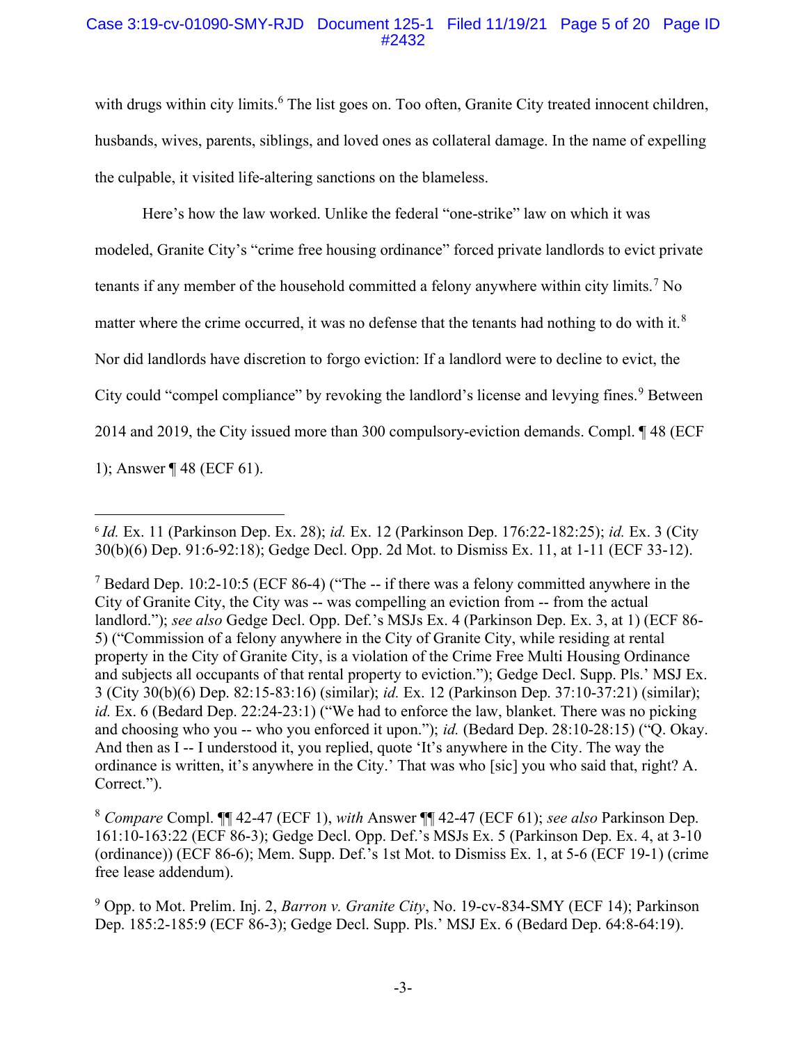with drugs within city limits.[6] The list goes on. Too often, Granite City treated innocent children, husbands, wives, parents, siblings, and loved ones as collateral damage. In the name of expelling the culpable, it visited life-altering sanctions on the blameless.

Here's how the law worked. Unlike the federal "one-strike" law on which it was modeled, Granite City's "crime free housing ordinance" forced private landlords to evict private tenants if any member of the household committed a felony anywhere within city limits.[7] No matter where the crime occurred, it was no defense that the tenants had nothing to do with it.[8] Nor did landlords have discretion to forgo eviction: If a landlord were to decline to evict, the City could "compel compliance" by revoking the landlord's license and levying fines.[9] Between 2014 and 2019, the City issued more than 300 compulsory-eviction demands. Compl. ¶ 48 (ECF 1); Answer ¶ 48 (ECF 61).

---

[6] *Id.* Ex. 11 (Parkinson Dep. Ex. 28); *id.* Ex. 12 (Parkinson Dep. 176:22-182:25); *id.* Ex. 3 (City 30(b)(6) Dep. 91:6-92:18); Gedge Decl. Opp. 2d Mot. to Dismiss Ex. 11, at 1-11 (ECF 33-12).

[7] Bedard Dep. 10:2-10:5 (ECF 86-4) ("The -- if there was a felony committed anywhere in the City of Granite City, the City was -- was compelling an eviction from -- from the actual landlord."); *see also* Gedge Decl. Opp. Def.'s MSJs Ex. 4 (Parkinson Dep. Ex. 3, at 1) (ECF 86-5) ("Commission of a felony anywhere in the City of Granite City, while residing at rental property in the City of Granite City, is a violation of the Crime Free Multi Housing Ordinance and subjects all occupants of that rental property to eviction."); Gedge Decl. Supp. Pls.' MSJ Ex. 3 (City 30(b)(6) Dep. 82:15-83:16) (similar); *id.* Ex. 12 (Parkinson Dep. 37:10-37:21) (similar); *id.* Ex. 6 (Bedard Dep. 22:24-23:1) ("We had to enforce the law, blanket. There was no picking and choosing who you -- who you enforced it upon."); *id.* (Bedard Dep. 28:10-28:15) ("Q. Okay. And then as I -- I understood it, you replied, quote 'It's anywhere in the City. The way the ordinance is written, it's anywhere in the City.' That was who [sic] you who said that, right? A. Correct.").

[8] *Compare* Compl. ¶¶ 42-47 (ECF 1), *with* Answer ¶¶ 42-47 (ECF 61); *see also* Parkinson Dep. 161:10-163:22 (ECF 86-3); Gedge Decl. Opp. Def.'s MSJs Ex. 5 (Parkinson Dep. Ex. 4, at 3-10 (ordinance)) (ECF 86-6); Mem. Supp. Def.'s 1st Mot. to Dismiss Ex. 1, at 5-6 (ECF 19-1) (crime free lease addendum).

[9] Opp. to Mot. Prelim. Inj. 2, *Barron v. Granite City*, No. 19-cv-834-SMY (ECF 14); Parkinson Dep. 185:2-185:9 (ECF 86-3); Gedge Decl. Supp. Pls.' MSJ Ex. 6 (Bedard Dep. 64:8-64:19).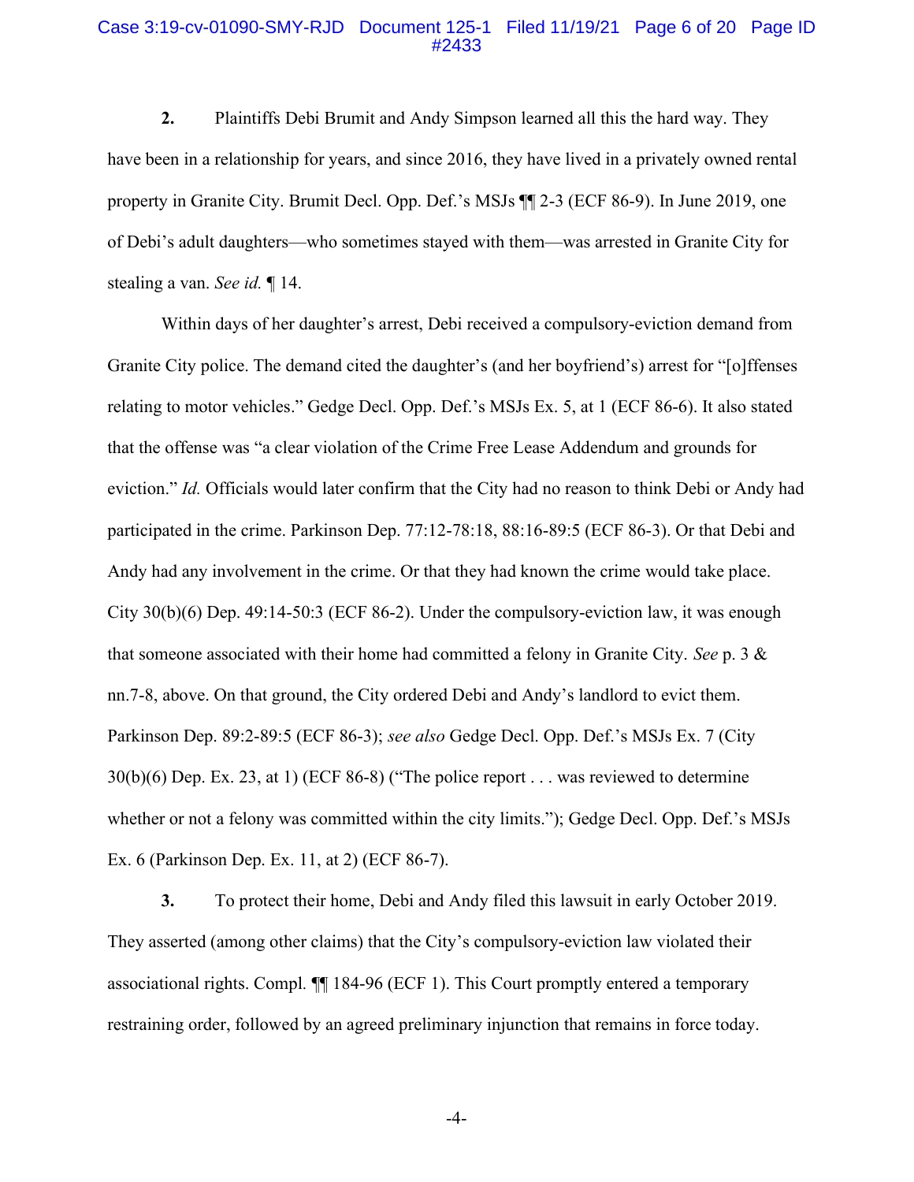**2.** Plaintiffs Debi Brumit and Andy Simpson learned all this the hard way. They have been in a relationship for years, and since 2016, they have lived in a privately owned rental property in Granite City. Brumit Decl. Opp. Def.'s MSJs ¶¶ 2-3 (ECF 86-9). In June 2019, one of Debi's adult daughters—who sometimes stayed with them—was arrested in Granite City for stealing a van. *See id.* ¶ 14.

Within days of her daughter's arrest, Debi received a compulsory-eviction demand from Granite City police. The demand cited the daughter's (and her boyfriend's) arrest for "[o]ffenses relating to motor vehicles." Gedge Decl. Opp. Def.'s MSJs Ex. 5, at 1 (ECF 86-6). It also stated that the offense was "a clear violation of the Crime Free Lease Addendum and grounds for eviction." *Id.* Officials would later confirm that the City had no reason to think Debi or Andy had participated in the crime. Parkinson Dep. 77:12-78:18, 88:16-89:5 (ECF 86-3). Or that Debi and Andy had any involvement in the crime. Or that they had known the crime would take place. City 30(b)(6) Dep. 49:14-50:3 (ECF 86-2). Under the compulsory-eviction law, it was enough that someone associated with their home had committed a felony in Granite City. *See* p. 3 & nn.7-8, above. On that ground, the City ordered Debi and Andy's landlord to evict them. Parkinson Dep. 89:2-89:5 (ECF 86-3); *see also* Gedge Decl. Opp. Def.'s MSJs Ex. 7 (City 30(b)(6) Dep. Ex. 23, at 1) (ECF 86-8) ("The police report . . . was reviewed to determine whether or not a felony was committed within the city limits."); Gedge Decl. Opp. Def.'s MSJs Ex. 6 (Parkinson Dep. Ex. 11, at 2) (ECF 86-7).

**3.** To protect their home, Debi and Andy filed this lawsuit in early October 2019. They asserted (among other claims) that the City's compulsory-eviction law violated their associational rights. Compl. ¶¶ 184-96 (ECF 1). This Court promptly entered a temporary restraining order, followed by an agreed preliminary injunction that remains in force today.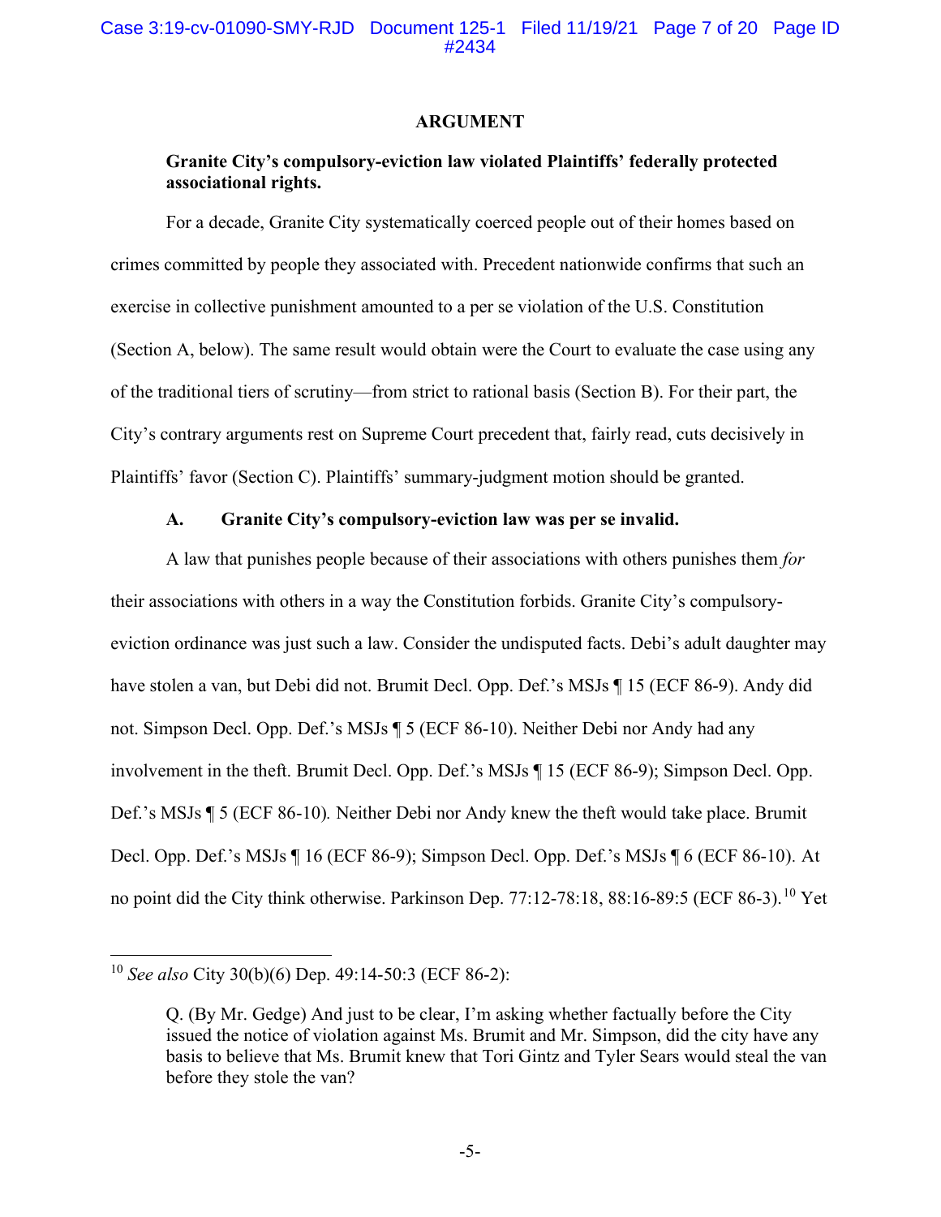## ARGUMENT

**Granite City's compulsory-eviction law violated Plaintiffs' federally protected associational rights.**

For a decade, Granite City systematically coerced people out of their homes based on crimes committed by people they associated with. Precedent nationwide confirms that such an exercise in collective punishment amounted to a per se violation of the U.S. Constitution (Section A, below). The same result would obtain were the Court to evaluate the case using any of the traditional tiers of scrutiny—from strict to rational basis (Section B). For their part, the City's contrary arguments rest on Supreme Court precedent that, fairly read, cuts decisively in Plaintiffs' favor (Section C). Plaintiffs' summary-judgment motion should be granted.

### A. Granite City's compulsory-eviction law was per se invalid.

A law that punishes people because of their associations with others punishes them *for* their associations with others in a way the Constitution forbids. Granite City's compulsory-eviction ordinance was just such a law. Consider the undisputed facts. Debi's adult daughter may have stolen a van, but Debi did not. Brumit Decl. Opp. Def.'s MSJs ¶ 15 (ECF 86-9). Andy did not. Simpson Decl. Opp. Def.'s MSJs ¶ 5 (ECF 86-10). Neither Debi nor Andy had any involvement in the theft. Brumit Decl. Opp. Def.'s MSJs ¶ 15 (ECF 86-9); Simpson Decl. Opp. Def.'s MSJs ¶ 5 (ECF 86-10). Neither Debi nor Andy knew the theft would take place. Brumit Decl. Opp. Def.'s MSJs ¶ 16 (ECF 86-9); Simpson Decl. Opp. Def.'s MSJs ¶ 6 (ECF 86-10). At no point did the City think otherwise. Parkinson Dep. 77:12-78:18, 88:16-89:5 (ECF 86-3).[10] Yet

---

[10] *See also* City 30(b)(6) Dep. 49:14-50:3 (ECF 86-2):

> Q. (By Mr. Gedge) And just to be clear, I'm asking whether factually before the City issued the notice of violation against Ms. Brumit and Mr. Simpson, did the city have any basis to believe that Ms. Brumit knew that Tori Gintz and Tyler Sears would steal the van before they stole the van?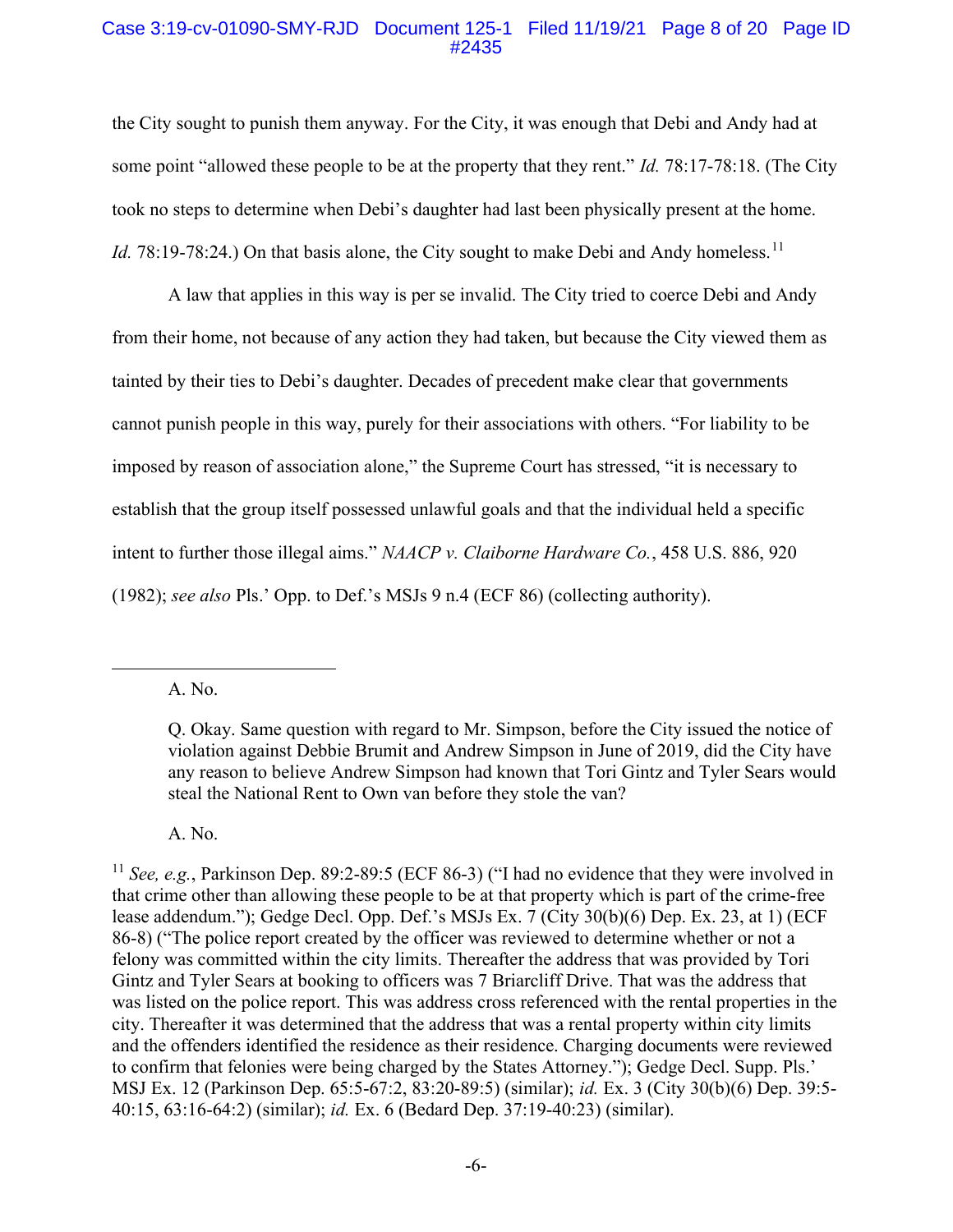the City sought to punish them anyway. For the City, it was enough that Debi and Andy had at some point "allowed these people to be at the property that they rent." *Id.* 78:17-78:18. (The City took no steps to determine when Debi's daughter had last been physically present at the home. *Id.* 78:19-78:24.) On that basis alone, the City sought to make Debi and Andy homeless.[11]

A law that applies in this way is per se invalid. The City tried to coerce Debi and Andy from their home, not because of any action they had taken, but because the City viewed them as tainted by their ties to Debi's daughter. Decades of precedent make clear that governments cannot punish people in this way, purely for their associations with others. "For liability to be imposed by reason of association alone," the Supreme Court has stressed, "it is necessary to establish that the group itself possessed unlawful goals and that the individual held a specific intent to further those illegal aims." *NAACP v. Claiborne Hardware Co.*, 458 U.S. 886, 920 (1982); *see also* Pls.' Opp. to Def.'s MSJs 9 n.4 (ECF 86) (collecting authority).

---

A. No.

Q. Okay. Same question with regard to Mr. Simpson, before the City issued the notice of violation against Debbie Brumit and Andrew Simpson in June of 2019, did the City have any reason to believe Andrew Simpson had known that Tori Gintz and Tyler Sears would steal the National Rent to Own van before they stole the van?

A. No.

[11] *See, e.g.*, Parkinson Dep. 89:2-89:5 (ECF 86-3) ("I had no evidence that they were involved in that crime other than allowing these people to be at that property which is part of the crime-free lease addendum."); Gedge Decl. Opp. Def.'s MSJs Ex. 7 (City 30(b)(6) Dep. Ex. 23, at 1) (ECF 86-8) ("The police report created by the officer was reviewed to determine whether or not a felony was committed within the city limits. Thereafter the address that was provided by Tori Gintz and Tyler Sears at booking to officers was 7 Briarcliff Drive. That was the address that was listed on the police report. This was address cross referenced with the rental properties in the city. Thereafter it was determined that the address that was a rental property within city limits and the offenders identified the residence as their residence. Charging documents were reviewed to confirm that felonies were being charged by the States Attorney."); Gedge Decl. Supp. Pls.' MSJ Ex. 12 (Parkinson Dep. 65:5-67:2, 83:20-89:5) (similar); *id.* Ex. 3 (City 30(b)(6) Dep. 39:5-40:15, 63:16-64:2) (similar); *id.* Ex. 6 (Bedard Dep. 37:19-40:23) (similar).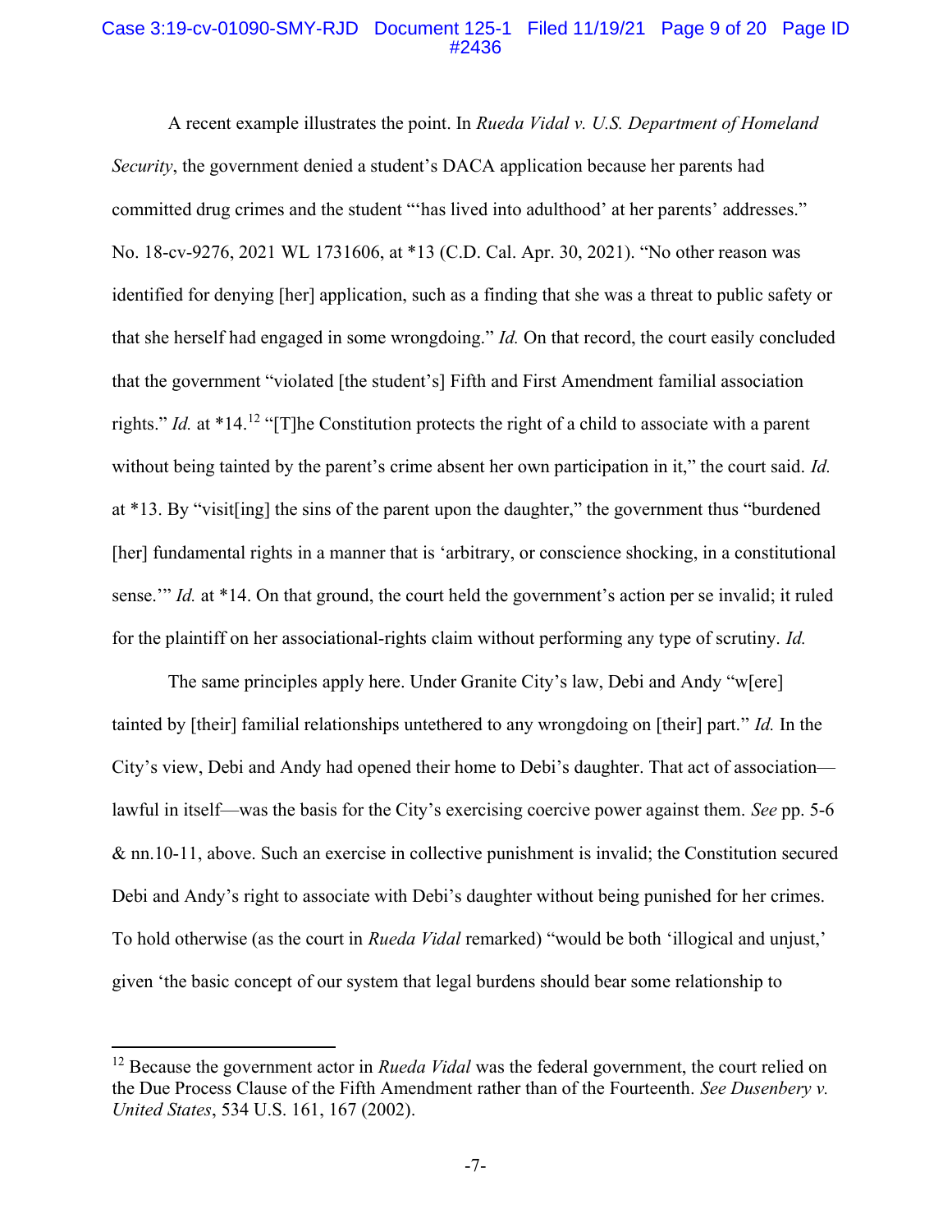A recent example illustrates the point. In *Rueda Vidal v. U.S. Department of Homeland Security*, the government denied a student's DACA application because her parents had committed drug crimes and the student "'has lived into adulthood' at her parents' addresses." No. 18-cv-9276, 2021 WL 1731606, at *13 (C.D. Cal. Apr. 30, 2021). "No other reason was identified for denying [her] application, such as a finding that she was a threat to public safety or that she herself had engaged in some wrongdoing." *Id.* On that record, the court easily concluded that the government "violated [the student's] Fifth and First Amendment familial association rights." *Id.* at *14.[12] "[T]he Constitution protects the right of a child to associate with a parent without being tainted by the parent's crime absent her own participation in it," the court said. *Id.* at *13. By "visit[ing] the sins of the parent upon the daughter," the government thus "burdened [her] fundamental rights in a manner that is 'arbitrary, or conscience shocking, in a constitutional sense.'" *Id.* at *14. On that ground, the court held the government's action per se invalid; it ruled for the plaintiff on her associational-rights claim without performing any type of scrutiny. *Id.*

The same principles apply here. Under Granite City's law, Debi and Andy "w[ere] tainted by [their] familial relationships untethered to any wrongdoing on [their] part." *Id.* In the City's view, Debi and Andy had opened their home to Debi's daughter. That act of association—lawful in itself—was the basis for the City's exercising coercive power against them. *See* pp. 5-6 & nn.10-11, above. Such an exercise in collective punishment is invalid; the Constitution secured Debi and Andy's right to associate with Debi's daughter without being punished for her crimes. To hold otherwise (as the court in *Rueda Vidal* remarked) "would be both 'illogical and unjust,' given 'the basic concept of our system that legal burdens should bear some relationship to

---

[12] Because the government actor in *Rueda Vidal* was the federal government, the court relied on the Due Process Clause of the Fifth Amendment rather than of the Fourteenth. *See Dusenbery v. United States*, 534 U.S. 161, 167 (2002).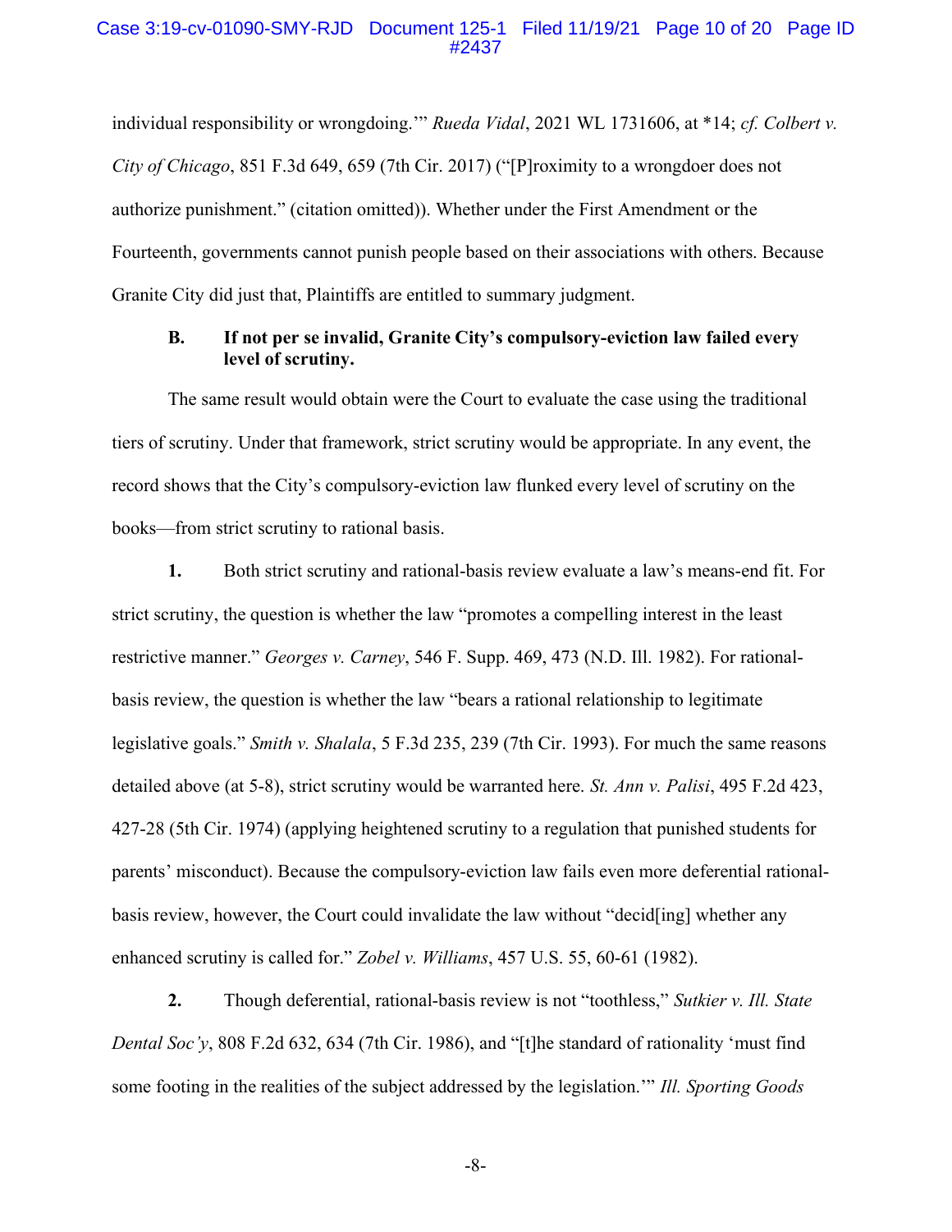individual responsibility or wrongdoing.'" *Rueda Vidal*, 2021 WL 1731606, at *14; *cf. Colbert v. City of Chicago*, 851 F.3d 649, 659 (7th Cir. 2017) ("[P]roximity to a wrongdoer does not authorize punishment." (citation omitted)). Whether under the First Amendment or the Fourteenth, governments cannot punish people based on their associations with others. Because Granite City did just that, Plaintiffs are entitled to summary judgment.

### B. If not per se invalid, Granite City's compulsory-eviction law failed every level of scrutiny.

The same result would obtain were the Court to evaluate the case using the traditional tiers of scrutiny. Under that framework, strict scrutiny would be appropriate. In any event, the record shows that the City's compulsory-eviction law flunked every level of scrutiny on the books—from strict scrutiny to rational basis.

**1.** Both strict scrutiny and rational-basis review evaluate a law's means-end fit. For strict scrutiny, the question is whether the law "promotes a compelling interest in the least restrictive manner." *Georges v. Carney*, 546 F. Supp. 469, 473 (N.D. Ill. 1982). For rational-basis review, the question is whether the law "bears a rational relationship to legitimate legislative goals." *Smith v. Shalala*, 5 F.3d 235, 239 (7th Cir. 1993). For much the same reasons detailed above (at 5-8), strict scrutiny would be warranted here. *St. Ann v. Palisi*, 495 F.2d 423, 427-28 (5th Cir. 1974) (applying heightened scrutiny to a regulation that punished students for parents' misconduct). Because the compulsory-eviction law fails even more deferential rational-basis review, however, the Court could invalidate the law without "decid[ing] whether any enhanced scrutiny is called for." *Zobel v. Williams*, 457 U.S. 55, 60-61 (1982).

**2.** Though deferential, rational-basis review is not "toothless," *Sutkier v. Ill. State Dental Soc'y*, 808 F.2d 632, 634 (7th Cir. 1986), and "[t]he standard of rationality 'must find some footing in the realities of the subject addressed by the legislation.'" *Ill. Sporting Goods*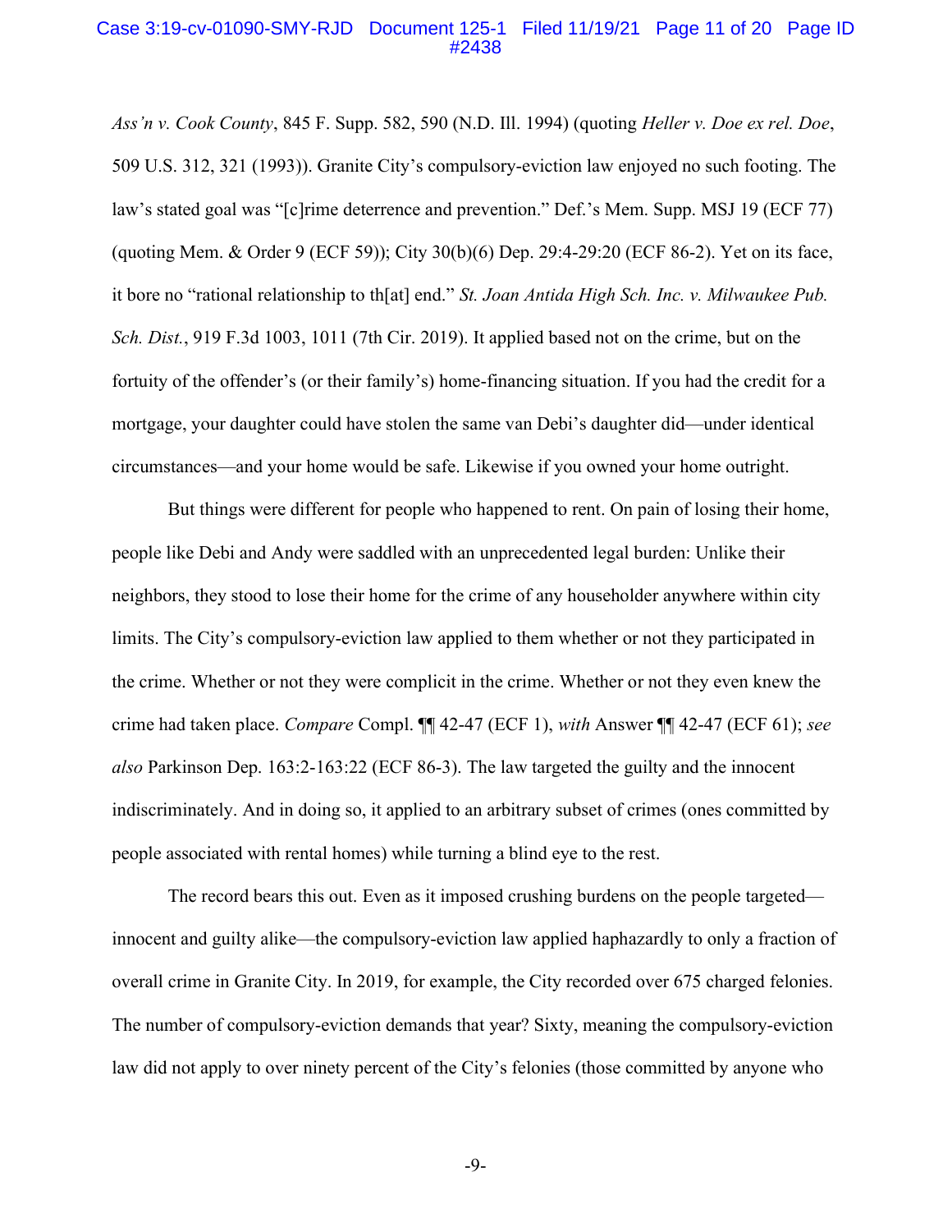*Ass'n v. Cook County*, 845 F. Supp. 582, 590 (N.D. Ill. 1994) (quoting *Heller v. Doe ex rel. Doe*, 509 U.S. 312, 321 (1993)). Granite City's compulsory-eviction law enjoyed no such footing. The law's stated goal was "[c]rime deterrence and prevention." Def.'s Mem. Supp. MSJ 19 (ECF 77) (quoting Mem. & Order 9 (ECF 59)); City 30(b)(6) Dep. 29:4-29:20 (ECF 86-2). Yet on its face, it bore no "rational relationship to th[at] end." *St. Joan Antida High Sch. Inc. v. Milwaukee Pub. Sch. Dist.*, 919 F.3d 1003, 1011 (7th Cir. 2019). It applied based not on the crime, but on the fortuity of the offender's (or their family's) home-financing situation. If you had the credit for a mortgage, your daughter could have stolen the same van Debi's daughter did—under identical circumstances—and your home would be safe. Likewise if you owned your home outright.

But things were different for people who happened to rent. On pain of losing their home, people like Debi and Andy were saddled with an unprecedented legal burden: Unlike their neighbors, they stood to lose their home for the crime of any householder anywhere within city limits. The City's compulsory-eviction law applied to them whether or not they participated in the crime. Whether or not they were complicit in the crime. Whether or not they even knew the crime had taken place. *Compare* Compl. ¶¶ 42-47 (ECF 1), *with* Answer ¶¶ 42-47 (ECF 61); *see also* Parkinson Dep. 163:2-163:22 (ECF 86-3). The law targeted the guilty and the innocent indiscriminately. And in doing so, it applied to an arbitrary subset of crimes (ones committed by people associated with rental homes) while turning a blind eye to the rest.

The record bears this out. Even as it imposed crushing burdens on the people targeted—innocent and guilty alike—the compulsory-eviction law applied haphazardly to only a fraction of overall crime in Granite City. In 2019, for example, the City recorded over 675 charged felonies. The number of compulsory-eviction demands that year? Sixty, meaning the compulsory-eviction law did not apply to over ninety percent of the City's felonies (those committed by anyone who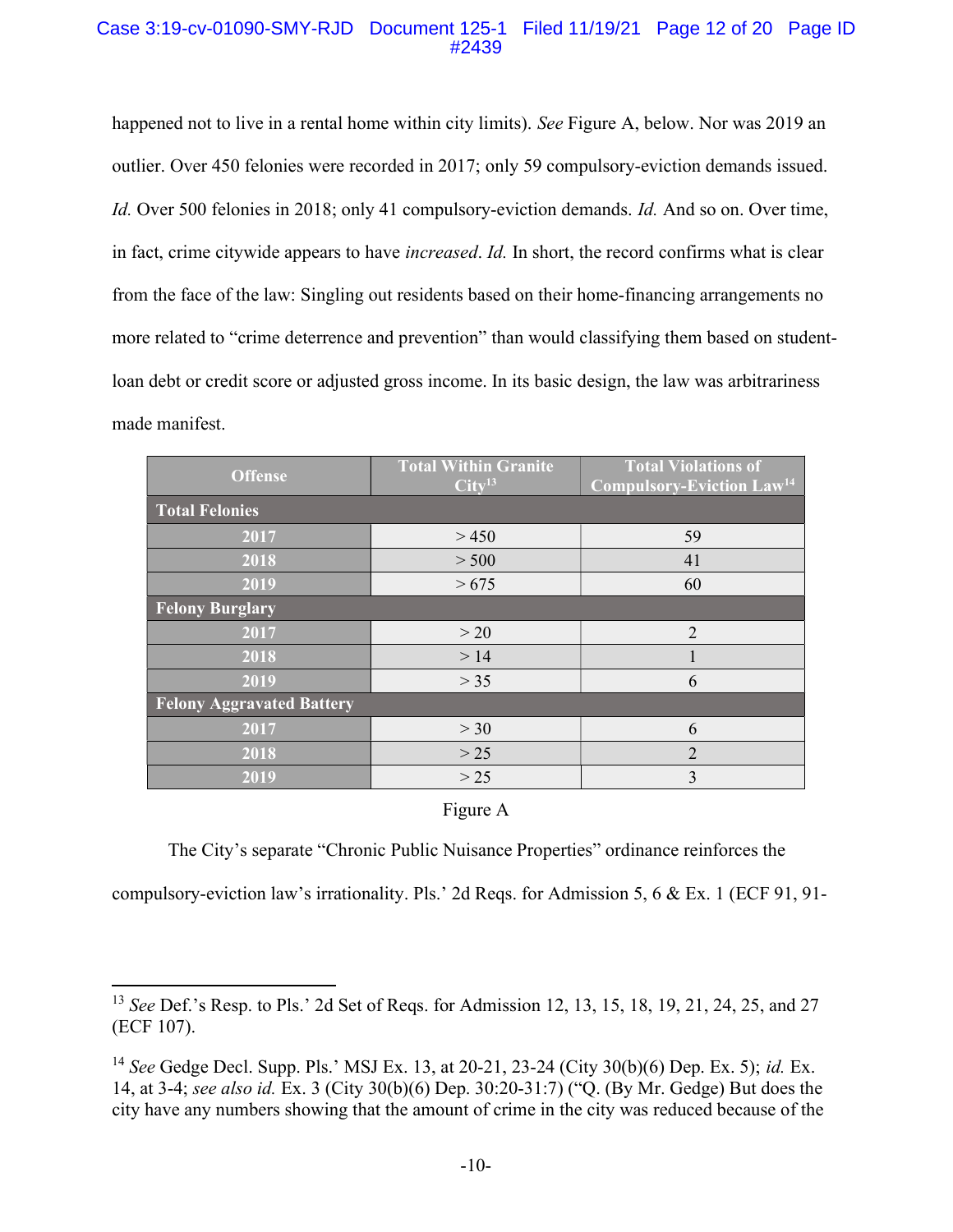happened not to live in a rental home within city limits). *See* Figure A, below. Nor was 2019 an outlier. Over 450 felonies were recorded in 2017; only 59 compulsory-eviction demands issued. *Id.* Over 500 felonies in 2018; only 41 compulsory-eviction demands. *Id.* And so on. Over time, in fact, crime citywide appears to have *increased*. *Id.* In short, the record confirms what is clear from the face of the law: Singling out residents based on their home-financing arrangements no more related to "crime deterrence and prevention" than would classifying them based on student-loan debt or credit score or adjusted gross income. In its basic design, the law was arbitrariness made manifest.

| Offense | Total Within Granite City[13] | Total Violations of Compulsory-Eviction Law[14] |
|---|---|---|
| **Total Felonies** | | |
| **2017** | > 450 | 59 |
| **2018** | > 500 | 41 |
| **2019** | > 675 | 60 |
| **Felony Burglary** | | |
| **2017** | > 20 | 2 |
| **2018** | > 14 | 1 |
| **2019** | > 35 | 6 |
| **Felony Aggravated Battery** | | |
| **2017** | > 30 | 6 |
| **2018** | > 25 | 2 |
| **2019** | > 25 | 3 |

Figure A

The City's separate "Chronic Public Nuisance Properties" ordinance reinforces the compulsory-eviction law's irrationality. Pls.' 2d Reqs. for Admission 5, 6 & Ex. 1 (ECF 91, 91-

---

[13] *See* Def.'s Resp. to Pls.' 2d Set of Reqs. for Admission 12, 13, 15, 18, 19, 21, 24, 25, and 27 (ECF 107).

[14] *See* Gedge Decl. Supp. Pls.' MSJ Ex. 13, at 20-21, 23-24 (City 30(b)(6) Dep. Ex. 5); *id.* Ex. 14, at 3-4; *see also id.* Ex. 3 (City 30(b)(6) Dep. 30:20-31:7) ("Q. (By Mr. Gedge) But does the city have any numbers showing that the amount of crime in the city was reduced because of the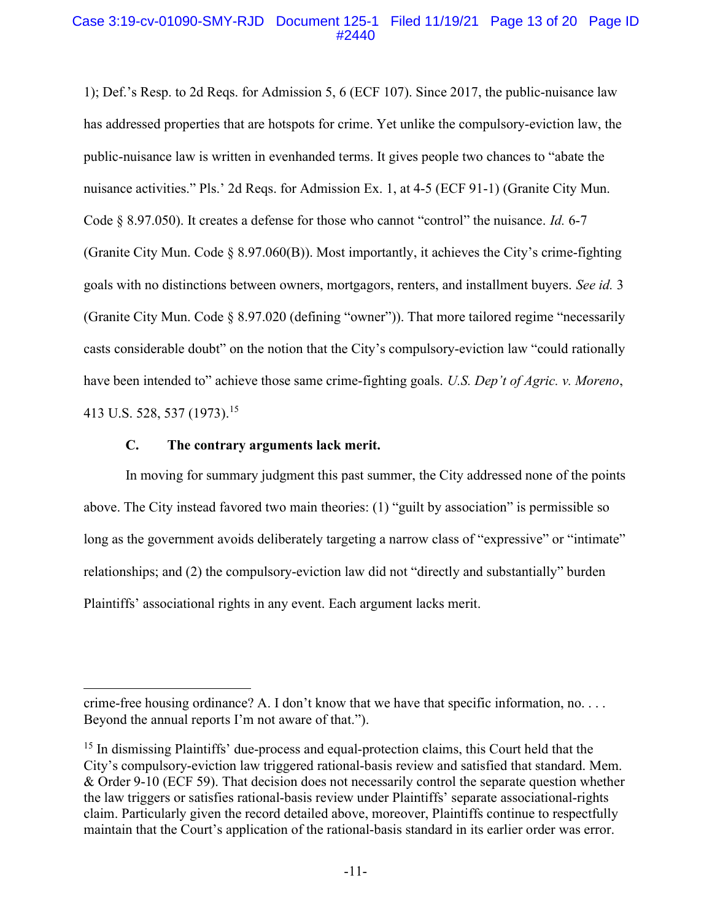1); Def.'s Resp. to 2d Reqs. for Admission 5, 6 (ECF 107). Since 2017, the public-nuisance law has addressed properties that are hotspots for crime. Yet unlike the compulsory-eviction law, the public-nuisance law is written in evenhanded terms. It gives people two chances to "abate the nuisance activities." Pls.' 2d Reqs. for Admission Ex. 1, at 4-5 (ECF 91-1) (Granite City Mun. Code § 8.97.050). It creates a defense for those who cannot "control" the nuisance. *Id.* 6-7 (Granite City Mun. Code § 8.97.060(B)). Most importantly, it achieves the City's crime-fighting goals with no distinctions between owners, mortgagors, renters, and installment buyers. *See id.* 3 (Granite City Mun. Code § 8.97.020 (defining "owner")). That more tailored regime "necessarily casts considerable doubt" on the notion that the City's compulsory-eviction law "could rationally have been intended to" achieve those same crime-fighting goals. *U.S. Dep't of Agric. v. Moreno*, 413 U.S. 528, 537 (1973).[15]

### C. The contrary arguments lack merit.

In moving for summary judgment this past summer, the City addressed none of the points above. The City instead favored two main theories: (1) "guilt by association" is permissible so long as the government avoids deliberately targeting a narrow class of "expressive" or "intimate" relationships; and (2) the compulsory-eviction law did not "directly and substantially" burden Plaintiffs' associational rights in any event. Each argument lacks merit.

---

crime-free housing ordinance? A. I don't know that we have that specific information, no. . . . Beyond the annual reports I'm not aware of that.").

[15] In dismissing Plaintiffs' due-process and equal-protection claims, this Court held that the City's compulsory-eviction law triggered rational-basis review and satisfied that standard. Mem. & Order 9-10 (ECF 59). That decision does not necessarily control the separate question whether the law triggers or satisfies rational-basis review under Plaintiffs' separate associational-rights claim. Particularly given the record detailed above, moreover, Plaintiffs continue to respectfully maintain that the Court's application of the rational-basis standard in its earlier order was error.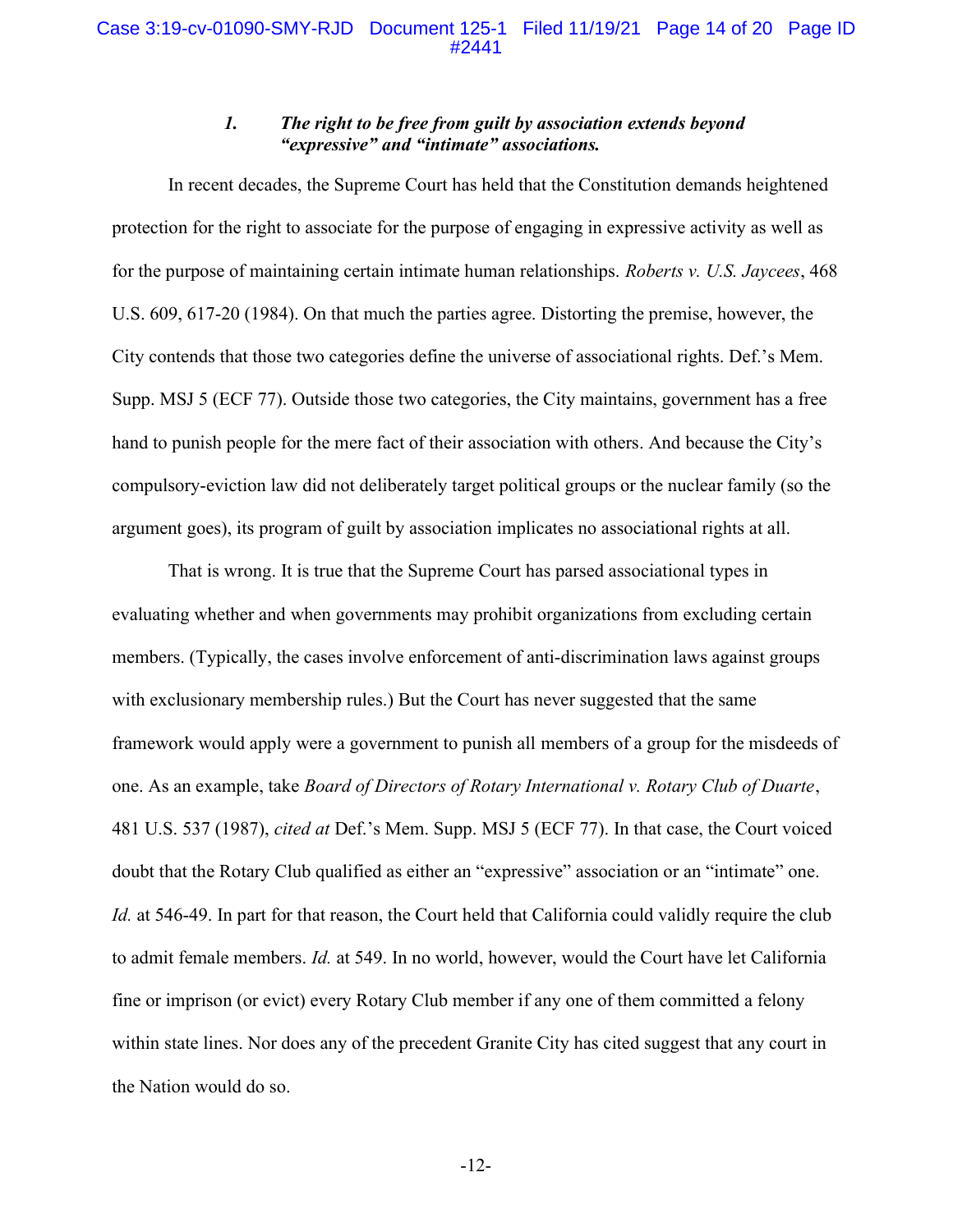#### *1. The right to be free from guilt by association extends beyond "expressive" and "intimate" associations.*

In recent decades, the Supreme Court has held that the Constitution demands heightened protection for the right to associate for the purpose of engaging in expressive activity as well as for the purpose of maintaining certain intimate human relationships. *Roberts v. U.S. Jaycees*, 468 U.S. 609, 617-20 (1984). On that much the parties agree. Distorting the premise, however, the City contends that those two categories define the universe of associational rights. Def.'s Mem. Supp. MSJ 5 (ECF 77). Outside those two categories, the City maintains, government has a free hand to punish people for the mere fact of their association with others. And because the City's compulsory-eviction law did not deliberately target political groups or the nuclear family (so the argument goes), its program of guilt by association implicates no associational rights at all.

That is wrong. It is true that the Supreme Court has parsed associational types in evaluating whether and when governments may prohibit organizations from excluding certain members. (Typically, the cases involve enforcement of anti-discrimination laws against groups with exclusionary membership rules.) But the Court has never suggested that the same framework would apply were a government to punish all members of a group for the misdeeds of one. As an example, take *Board of Directors of Rotary International v. Rotary Club of Duarte*, 481 U.S. 537 (1987), *cited at* Def.'s Mem. Supp. MSJ 5 (ECF 77). In that case, the Court voiced doubt that the Rotary Club qualified as either an "expressive" association or an "intimate" one. *Id.* at 546-49. In part for that reason, the Court held that California could validly require the club to admit female members. *Id.* at 549. In no world, however, would the Court have let California fine or imprison (or evict) every Rotary Club member if any one of them committed a felony within state lines. Nor does any of the precedent Granite City has cited suggest that any court in the Nation would do so.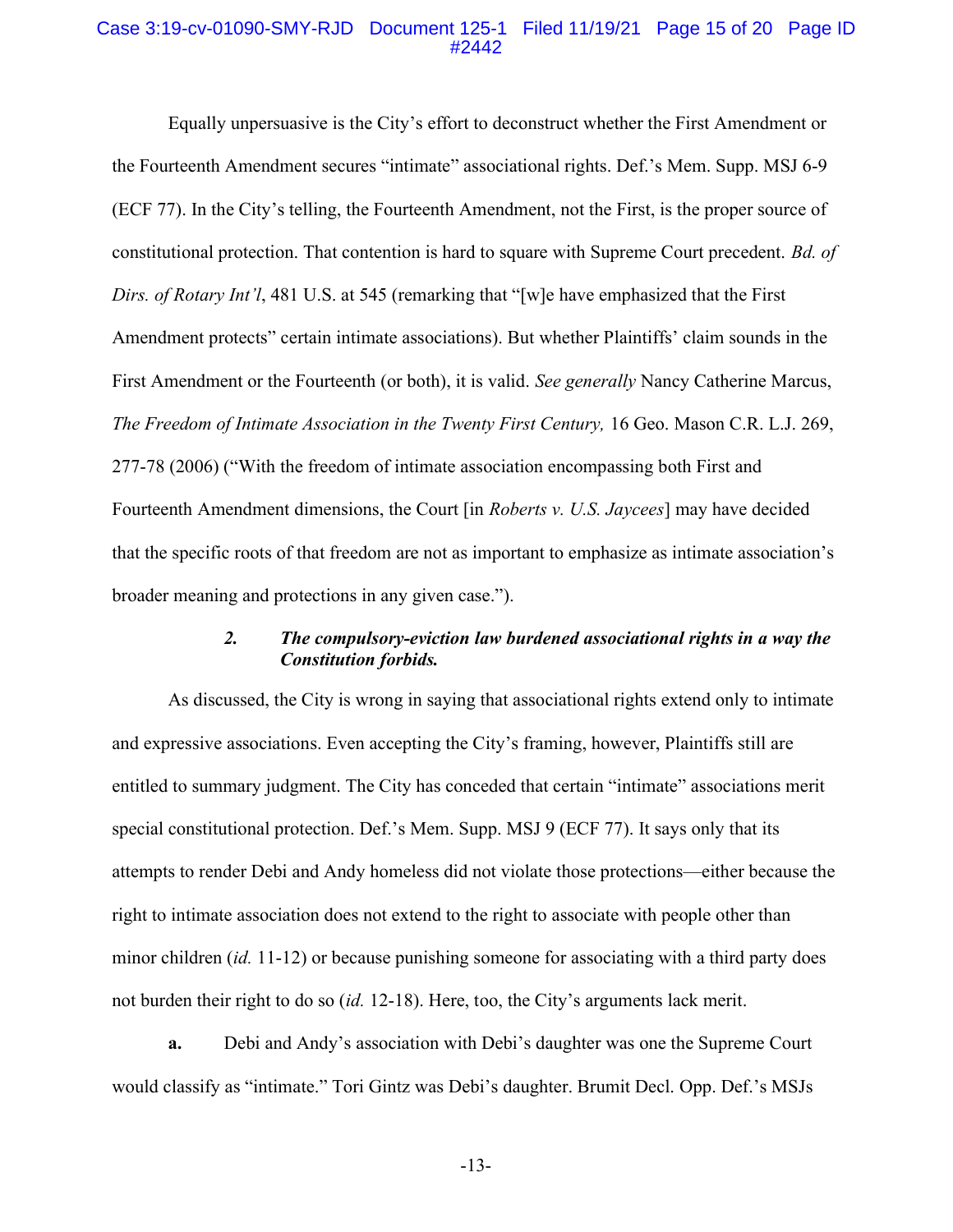Equally unpersuasive is the City's effort to deconstruct whether the First Amendment or the Fourteenth Amendment secures "intimate" associational rights. Def.'s Mem. Supp. MSJ 6-9 (ECF 77). In the City's telling, the Fourteenth Amendment, not the First, is the proper source of constitutional protection. That contention is hard to square with Supreme Court precedent. *Bd. of Dirs. of Rotary Int'l*, 481 U.S. at 545 (remarking that "[w]e have emphasized that the First Amendment protects" certain intimate associations). But whether Plaintiffs' claim sounds in the First Amendment or the Fourteenth (or both), it is valid. *See generally* Nancy Catherine Marcus, *The Freedom of Intimate Association in the Twenty First Century,* 16 Geo. Mason C.R. L.J. 269, 277-78 (2006) ("With the freedom of intimate association encompassing both First and Fourteenth Amendment dimensions, the Court [in *Roberts v. U.S. Jaycees*] may have decided that the specific roots of that freedom are not as important to emphasize as intimate association's broader meaning and protections in any given case.").

### *2. The compulsory-eviction law burdened associational rights in a way the Constitution forbids.*

As discussed, the City is wrong in saying that associational rights extend only to intimate and expressive associations. Even accepting the City's framing, however, Plaintiffs still are entitled to summary judgment. The City has conceded that certain "intimate" associations merit special constitutional protection. Def.'s Mem. Supp. MSJ 9 (ECF 77). It says only that its attempts to render Debi and Andy homeless did not violate those protections—either because the right to intimate association does not extend to the right to associate with people other than minor children (*id.* 11-12) or because punishing someone for associating with a third party does not burden their right to do so (*id.* 12-18). Here, too, the City's arguments lack merit.

**a.** Debi and Andy's association with Debi's daughter was one the Supreme Court would classify as "intimate." Tori Gintz was Debi's daughter. Brumit Decl. Opp. Def.'s MSJs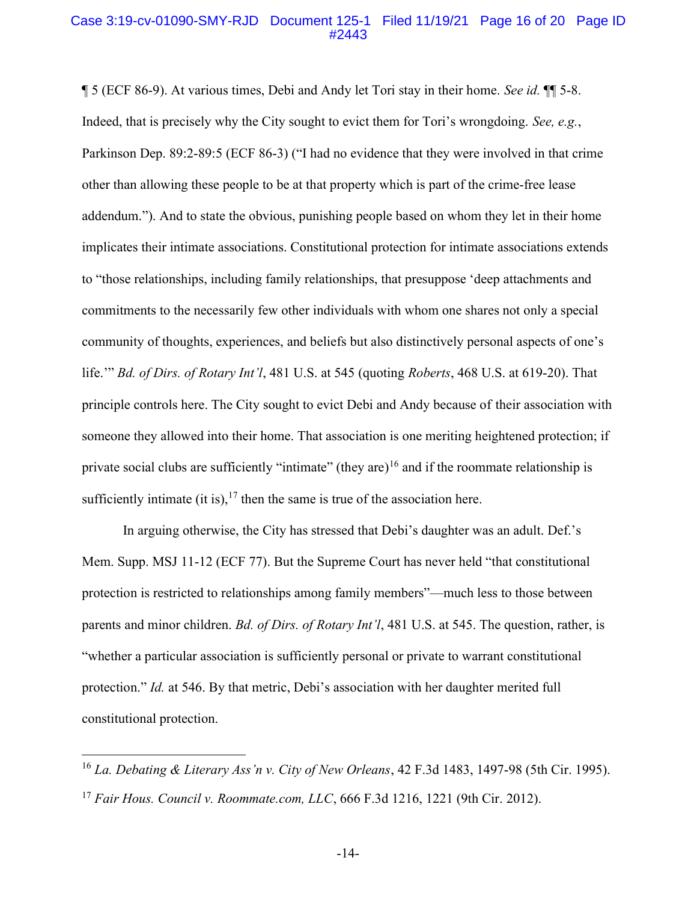¶ 5 (ECF 86-9). At various times, Debi and Andy let Tori stay in their home. *See id.* ¶¶ 5-8. Indeed, that is precisely why the City sought to evict them for Tori's wrongdoing. *See, e.g.*, Parkinson Dep. 89:2-89:5 (ECF 86-3) ("I had no evidence that they were involved in that crime other than allowing these people to be at that property which is part of the crime-free lease addendum."). And to state the obvious, punishing people based on whom they let in their home implicates their intimate associations. Constitutional protection for intimate associations extends to "those relationships, including family relationships, that presuppose 'deep attachments and commitments to the necessarily few other individuals with whom one shares not only a special community of thoughts, experiences, and beliefs but also distinctively personal aspects of one's life.'" *Bd. of Dirs. of Rotary Int'l*, 481 U.S. at 545 (quoting *Roberts*, 468 U.S. at 619-20). That principle controls here. The City sought to evict Debi and Andy because of their association with someone they allowed into their home. That association is one meriting heightened protection; if private social clubs are sufficiently "intimate" (they are)[16] and if the roommate relationship is sufficiently intimate (it is),[17] then the same is true of the association here.

In arguing otherwise, the City has stressed that Debi's daughter was an adult. Def.'s Mem. Supp. MSJ 11-12 (ECF 77). But the Supreme Court has never held "that constitutional protection is restricted to relationships among family members"—much less to those between parents and minor children. *Bd. of Dirs. of Rotary Int'l*, 481 U.S. at 545. The question, rather, is "whether a particular association is sufficiently personal or private to warrant constitutional protection." *Id.* at 546. By that metric, Debi's association with her daughter merited full constitutional protection.

---

[16] *La. Debating & Literary Ass'n v. City of New Orleans*, 42 F.3d 1483, 1497-98 (5th Cir. 1995).

[17] *Fair Hous. Council v. Roommate.com, LLC*, 666 F.3d 1216, 1221 (9th Cir. 2012).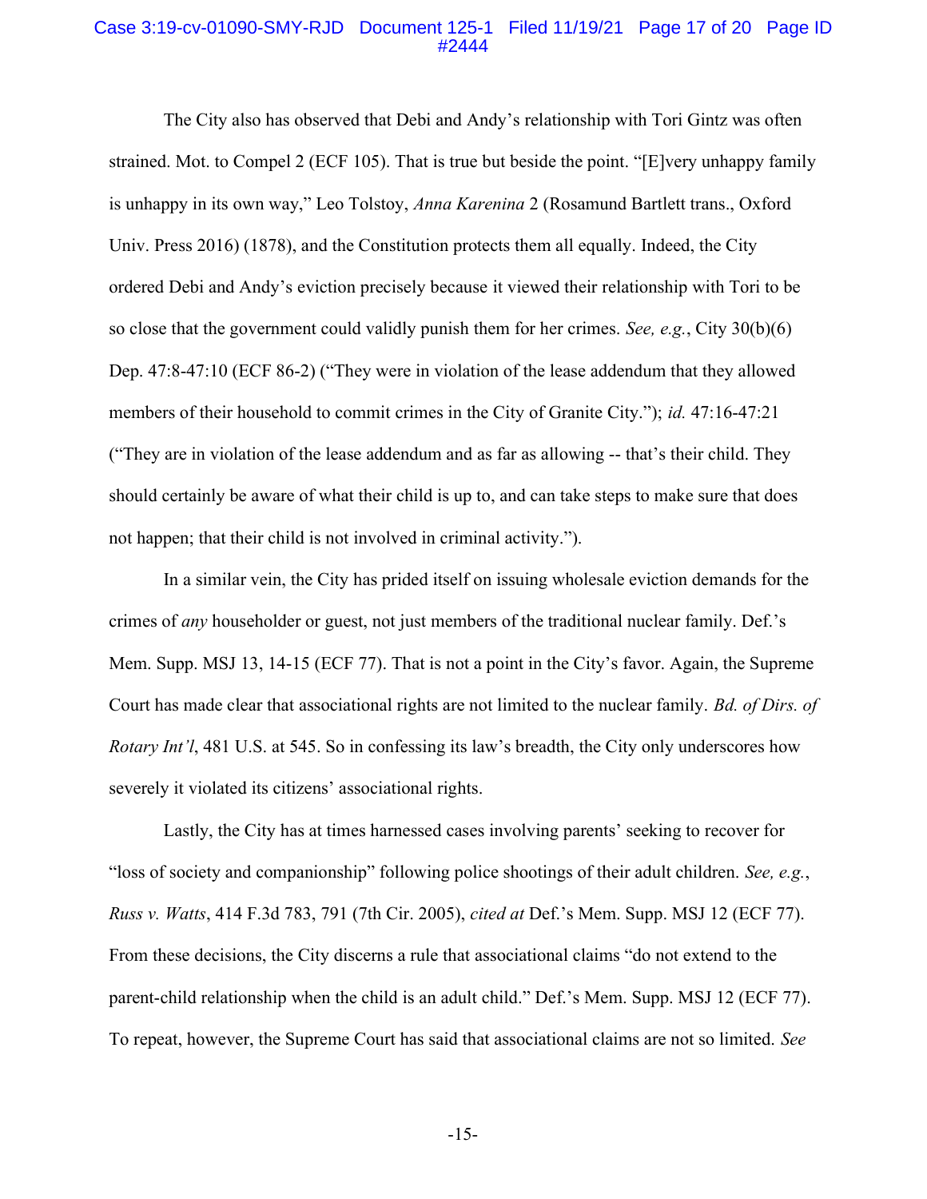The City also has observed that Debi and Andy's relationship with Tori Gintz was often strained. Mot. to Compel 2 (ECF 105). That is true but beside the point. "[E]very unhappy family is unhappy in its own way," Leo Tolstoy, *Anna Karenina* 2 (Rosamund Bartlett trans., Oxford Univ. Press 2016) (1878), and the Constitution protects them all equally. Indeed, the City ordered Debi and Andy's eviction precisely because it viewed their relationship with Tori to be so close that the government could validly punish them for her crimes. *See, e.g.*, City 30(b)(6) Dep. 47:8-47:10 (ECF 86-2) ("They were in violation of the lease addendum that they allowed members of their household to commit crimes in the City of Granite City."); *id.* 47:16-47:21 ("They are in violation of the lease addendum and as far as allowing -- that's their child. They should certainly be aware of what their child is up to, and can take steps to make sure that does not happen; that their child is not involved in criminal activity.").

In a similar vein, the City has prided itself on issuing wholesale eviction demands for the crimes of *any* householder or guest, not just members of the traditional nuclear family. Def.'s Mem. Supp. MSJ 13, 14-15 (ECF 77). That is not a point in the City's favor. Again, the Supreme Court has made clear that associational rights are not limited to the nuclear family. *Bd. of Dirs. of Rotary Int'l*, 481 U.S. at 545. So in confessing its law's breadth, the City only underscores how severely it violated its citizens' associational rights.

Lastly, the City has at times harnessed cases involving parents' seeking to recover for "loss of society and companionship" following police shootings of their adult children. *See, e.g.*, *Russ v. Watts*, 414 F.3d 783, 791 (7th Cir. 2005), *cited at* Def.'s Mem. Supp. MSJ 12 (ECF 77). From these decisions, the City discerns a rule that associational claims "do not extend to the parent-child relationship when the child is an adult child." Def.'s Mem. Supp. MSJ 12 (ECF 77). To repeat, however, the Supreme Court has said that associational claims are not so limited. *See*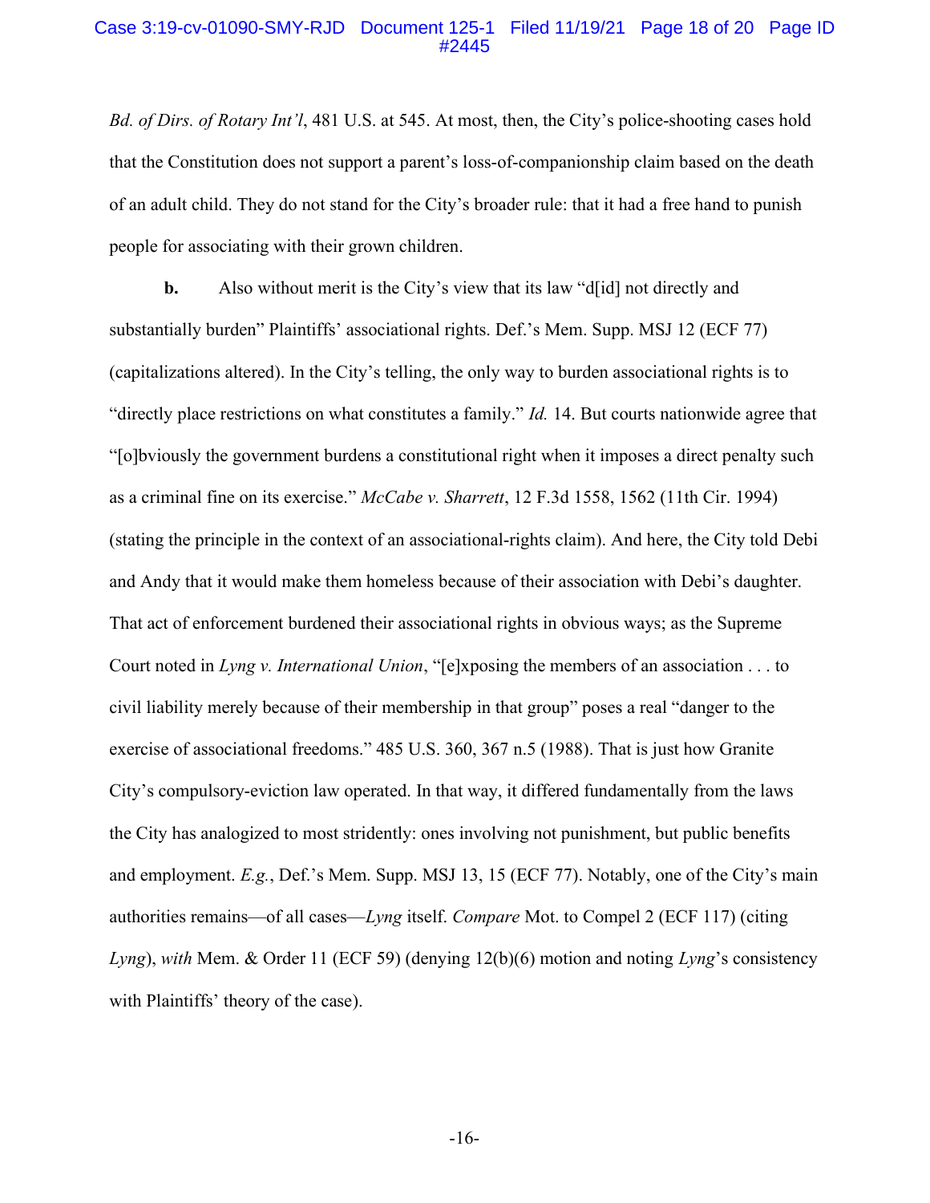*Bd. of Dirs. of Rotary Int'l*, 481 U.S. at 545. At most, then, the City's police-shooting cases hold that the Constitution does not support a parent's loss-of-companionship claim based on the death of an adult child. They do not stand for the City's broader rule: that it had a free hand to punish people for associating with their grown children.

**b.** Also without merit is the City's view that its law "d[id] not directly and substantially burden" Plaintiffs' associational rights. Def.'s Mem. Supp. MSJ 12 (ECF 77) (capitalizations altered). In the City's telling, the only way to burden associational rights is to "directly place restrictions on what constitutes a family." *Id.* 14. But courts nationwide agree that "[o]bviously the government burdens a constitutional right when it imposes a direct penalty such as a criminal fine on its exercise." *McCabe v. Sharrett*, 12 F.3d 1558, 1562 (11th Cir. 1994) (stating the principle in the context of an associational-rights claim). And here, the City told Debi and Andy that it would make them homeless because of their association with Debi's daughter. That act of enforcement burdened their associational rights in obvious ways; as the Supreme Court noted in *Lyng v. International Union*, "[e]xposing the members of an association . . . to civil liability merely because of their membership in that group" poses a real "danger to the exercise of associational freedoms." 485 U.S. 360, 367 n.5 (1988). That is just how Granite City's compulsory-eviction law operated. In that way, it differed fundamentally from the laws the City has analogized to most stridently: ones involving not punishment, but public benefits and employment. *E.g.*, Def.'s Mem. Supp. MSJ 13, 15 (ECF 77). Notably, one of the City's main authorities remains—of all cases—*Lyng* itself. *Compare* Mot. to Compel 2 (ECF 117) (citing *Lyng*), *with* Mem. & Order 11 (ECF 59) (denying 12(b)(6) motion and noting *Lyng*'s consistency with Plaintiffs' theory of the case).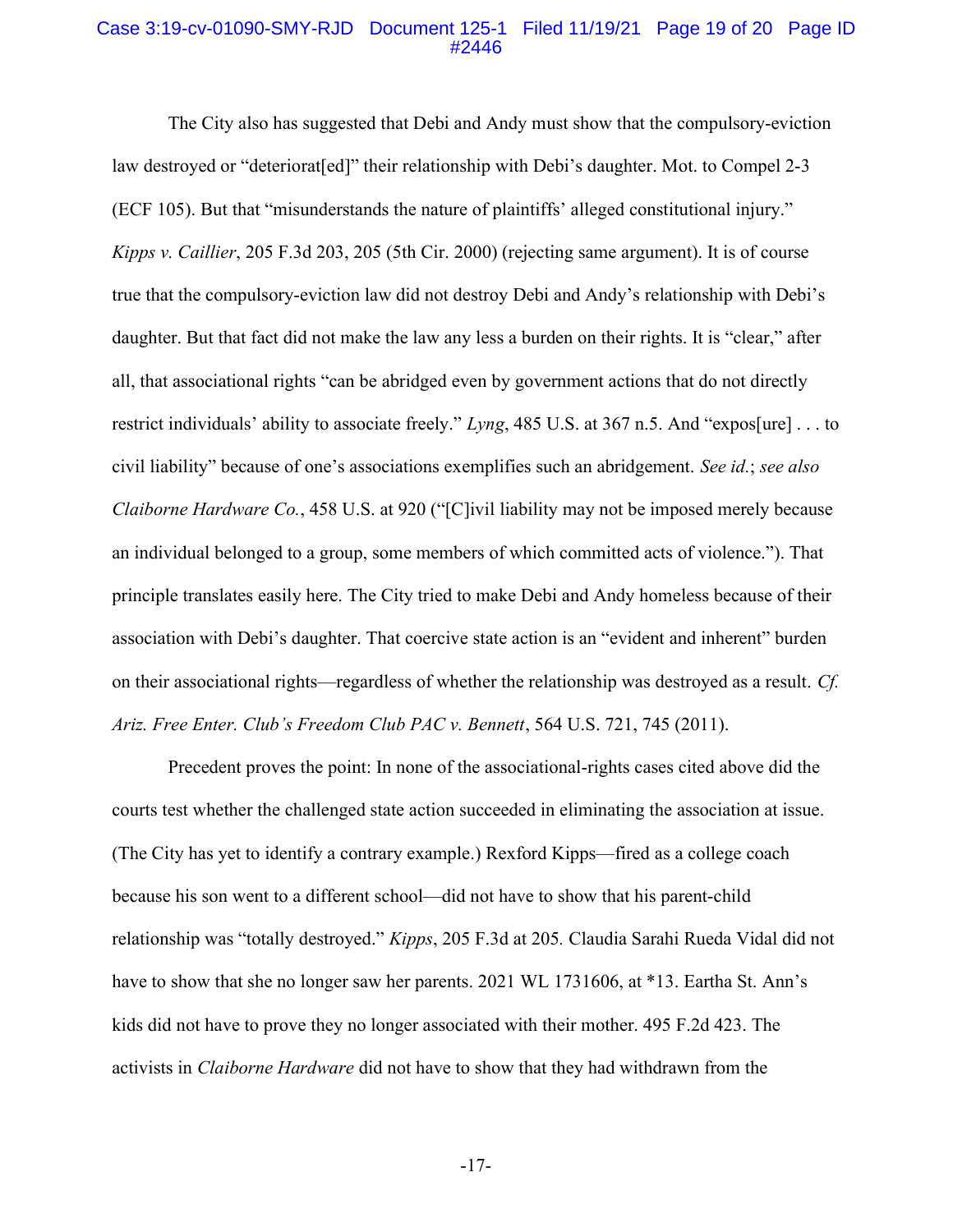The City also has suggested that Debi and Andy must show that the compulsory-eviction law destroyed or "deteriorat[ed]" their relationship with Debi's daughter. Mot. to Compel 2-3 (ECF 105). But that "misunderstands the nature of plaintiffs' alleged constitutional injury." *Kipps v. Caillier*, 205 F.3d 203, 205 (5th Cir. 2000) (rejecting same argument). It is of course true that the compulsory-eviction law did not destroy Debi and Andy's relationship with Debi's daughter. But that fact did not make the law any less a burden on their rights. It is "clear," after all, that associational rights "can be abridged even by government actions that do not directly restrict individuals' ability to associate freely." *Lyng*, 485 U.S. at 367 n.5. And "expos[ure] . . . to civil liability" because of one's associations exemplifies such an abridgement. *See id.*; *see also Claiborne Hardware Co.*, 458 U.S. at 920 ("[C]ivil liability may not be imposed merely because an individual belonged to a group, some members of which committed acts of violence."). That principle translates easily here. The City tried to make Debi and Andy homeless because of their association with Debi's daughter. That coercive state action is an "evident and inherent" burden on their associational rights—regardless of whether the relationship was destroyed as a result. *Cf. Ariz. Free Enter. Club's Freedom Club PAC v. Bennett*, 564 U.S. 721, 745 (2011).

Precedent proves the point: In none of the associational-rights cases cited above did the courts test whether the challenged state action succeeded in eliminating the association at issue. (The City has yet to identify a contrary example.) Rexford Kipps—fired as a college coach because his son went to a different school—did not have to show that his parent-child relationship was "totally destroyed." *Kipps*, 205 F.3d at 205. Claudia Sarahi Rueda Vidal did not have to show that she no longer saw her parents. 2021 WL 1731606, at *13. Eartha St. Ann's kids did not have to prove they no longer associated with their mother. 495 F.2d 423. The activists in *Claiborne Hardware* did not have to show that they had withdrawn from the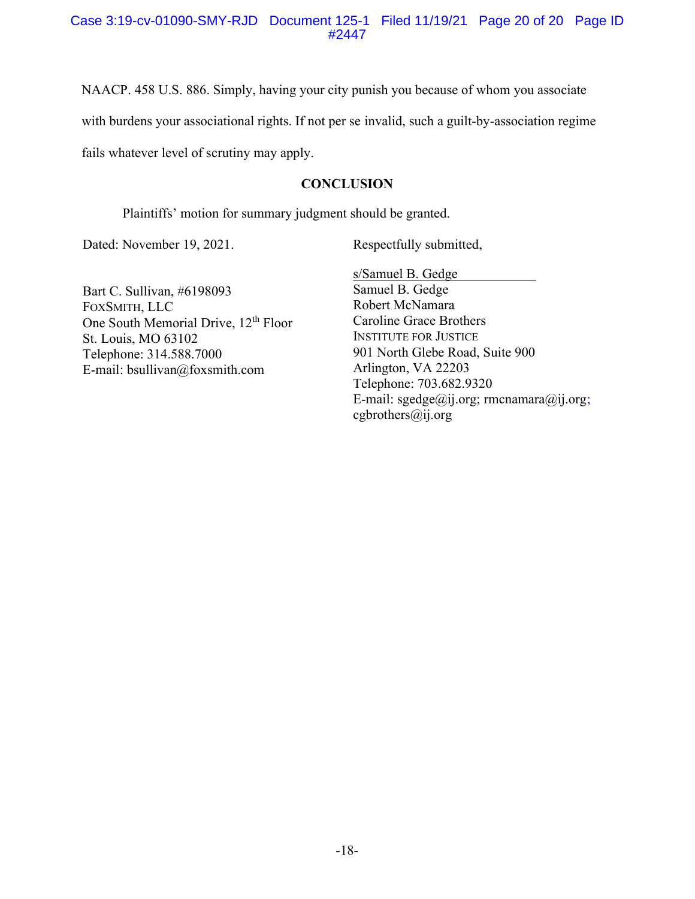NAACP. 458 U.S. 886. Simply, having your city punish you because of whom you associate with burdens your associational rights. If not per se invalid, such a guilt-by-association regime fails whatever level of scrutiny may apply.

## CONCLUSION

Plaintiffs' motion for summary judgment should be granted.

Dated: November 19, 2021.

Respectfully submitted,

s/Samuel B. Gedge
Samuel B. Gedge
Robert McNamara
Caroline Grace Brothers
INSTITUTE FOR JUSTICE
901 North Glebe Road, Suite 900
Arlington, VA 22203
Telephone: 703.682.9320
E-mail: sgedge@ij.org; rmcnamara@ij.org; cgbrothers@ij.org

Bart C. Sullivan, #6198093
FOXSMITH, LLC
One South Memorial Drive, 12th Floor
St. Louis, MO 63102
Telephone: 314.588.7000
E-mail: bsullivan@foxsmith.com